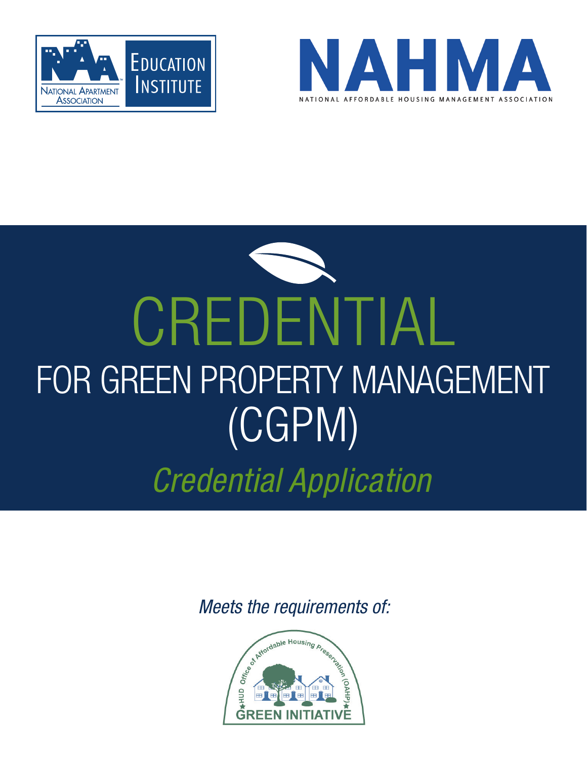National Apartment Association | Education Institute

NAHMA

National Affordable Housing Management Association

# CREDENTIAL

## FOR GREEN PROPERTY MANAGEMENT (CGPM)

*Credential Application*

*Meets the requirements of:*

HUD Office of Affordable Housing Preservation (OAHP) GREEN INITIATIVE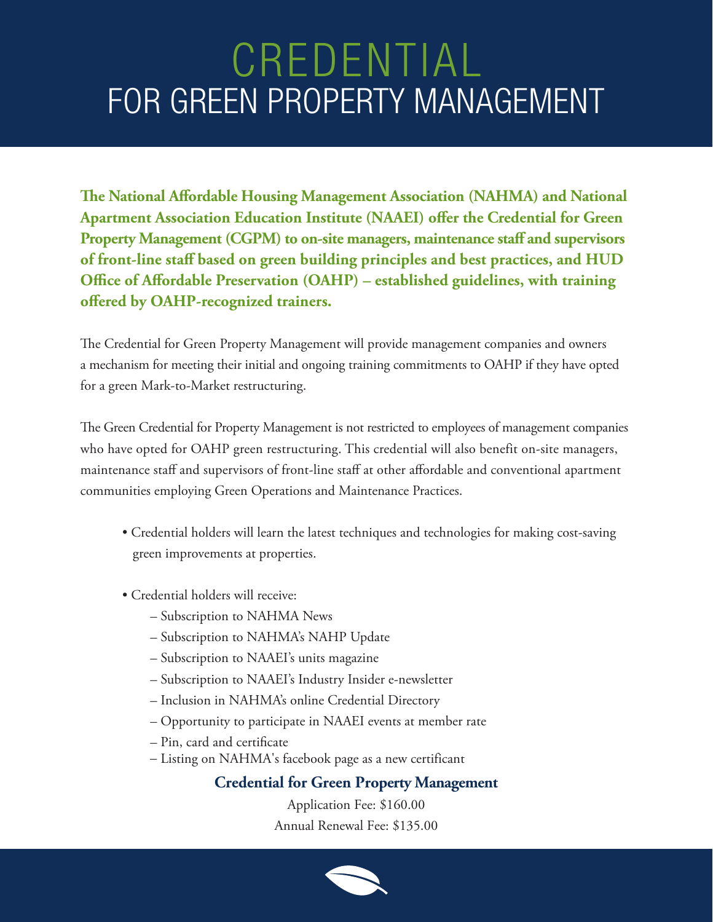# CREDENTIAL
# FOR GREEN PROPERTY MANAGEMENT

**The National Affordable Housing Management Association (NAHMA) and National Apartment Association Education Institute (NAAEI) offer the Credential for Green Property Management (CGPM) to on-site managers, maintenance staff and supervisors of front-line staff based on green building principles and best practices, and HUD Office of Affordable Preservation (OAHP) – established guidelines, with training offered by OAHP-recognized trainers.**

The Credential for Green Property Management will provide management companies and owners a mechanism for meeting their initial and ongoing training commitments to OAHP if they have opted for a green Mark-to-Market restructuring.

The Green Credential for Property Management is not restricted to employees of management companies who have opted for OAHP green restructuring. This credential will also benefit on-site managers, maintenance staff and supervisors of front-line staff at other affordable and conventional apartment communities employing Green Operations and Maintenance Practices.

- Credential holders will learn the latest techniques and technologies for making cost-saving green improvements at properties.
- Credential holders will receive:
  - Subscription to NAHMA News
  - Subscription to NAHMA's NAHP Update
  - Subscription to NAAEI's units magazine
  - Subscription to NAAEI's Industry Insider e-newsletter
  - Inclusion in NAHMA's online Credential Directory
  - Opportunity to participate in NAAEI events at member rate
  - Pin, card and certificate
  - Listing on NAHMA's facebook page as a new certificant

**Credential for Green Property Management**

Application Fee: $160.00

Annual Renewal Fee: $135.00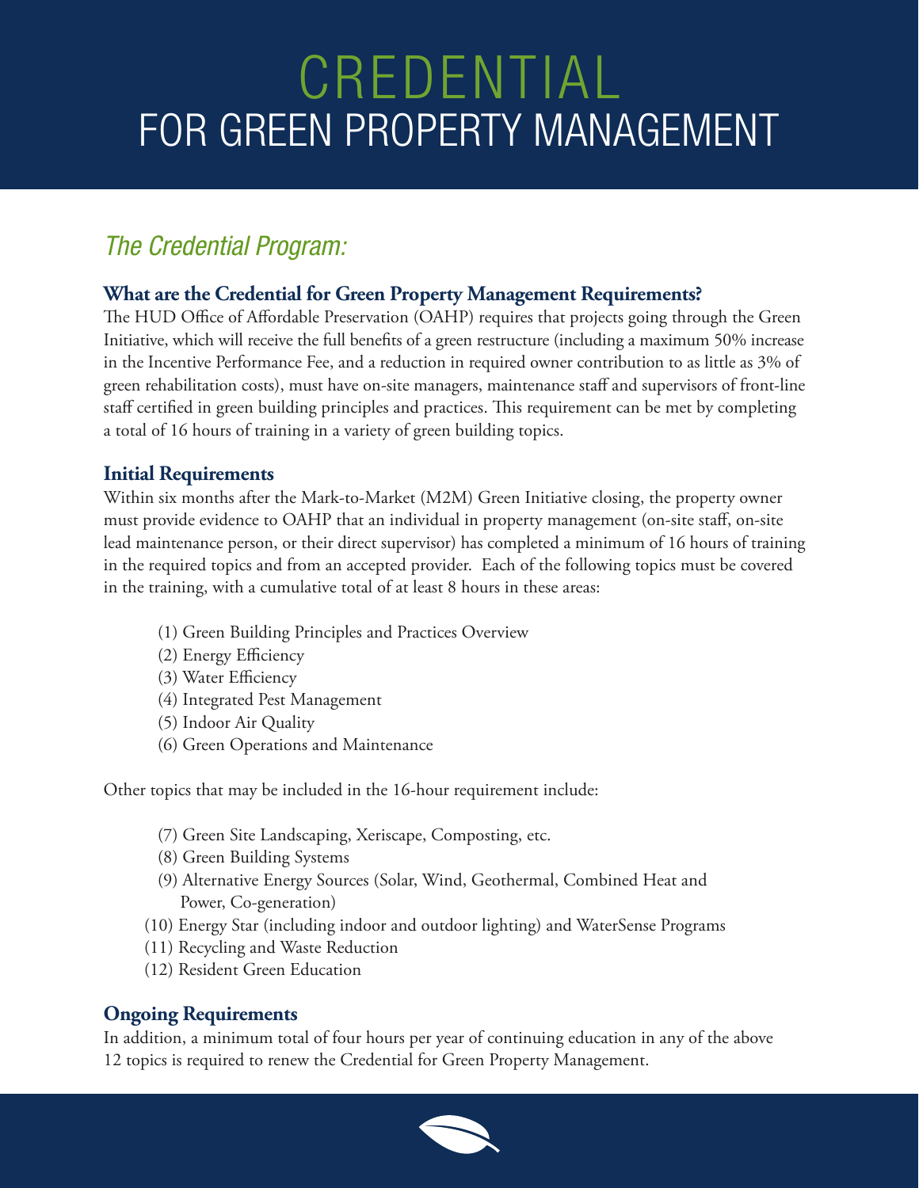# CREDENTIAL
# FOR GREEN PROPERTY MANAGEMENT

## *The Credential Program:*

### What are the Credential for Green Property Management Requirements?

The HUD Office of Affordable Preservation (OAHP) requires that projects going through the Green Initiative, which will receive the full benefits of a green restructure (including a maximum 50% increase in the Incentive Performance Fee, and a reduction in required owner contribution to as little as 3% of green rehabilitation costs), must have on-site managers, maintenance staff and supervisors of front-line staff certified in green building principles and practices. This requirement can be met by completing a total of 16 hours of training in a variety of green building topics.

### Initial Requirements

Within six months after the Mark-to-Market (M2M) Green Initiative closing, the property owner must provide evidence to OAHP that an individual in property management (on-site staff, on-site lead maintenance person, or their direct supervisor) has completed a minimum of 16 hours of training in the required topics and from an accepted provider. Each of the following topics must be covered in the training, with a cumulative total of at least 8 hours in these areas:

(1) Green Building Principles and Practices Overview
(2) Energy Efficiency
(3) Water Efficiency
(4) Integrated Pest Management
(5) Indoor Air Quality
(6) Green Operations and Maintenance

Other topics that may be included in the 16-hour requirement include:

(7) Green Site Landscaping, Xeriscape, Composting, etc.
(8) Green Building Systems
(9) Alternative Energy Sources (Solar, Wind, Geothermal, Combined Heat and Power, Co-generation)
(10) Energy Star (including indoor and outdoor lighting) and WaterSense Programs
(11) Recycling and Waste Reduction
(12) Resident Green Education

### Ongoing Requirements

In addition, a minimum total of four hours per year of continuing education in any of the above 12 topics is required to renew the Credential for Green Property Management.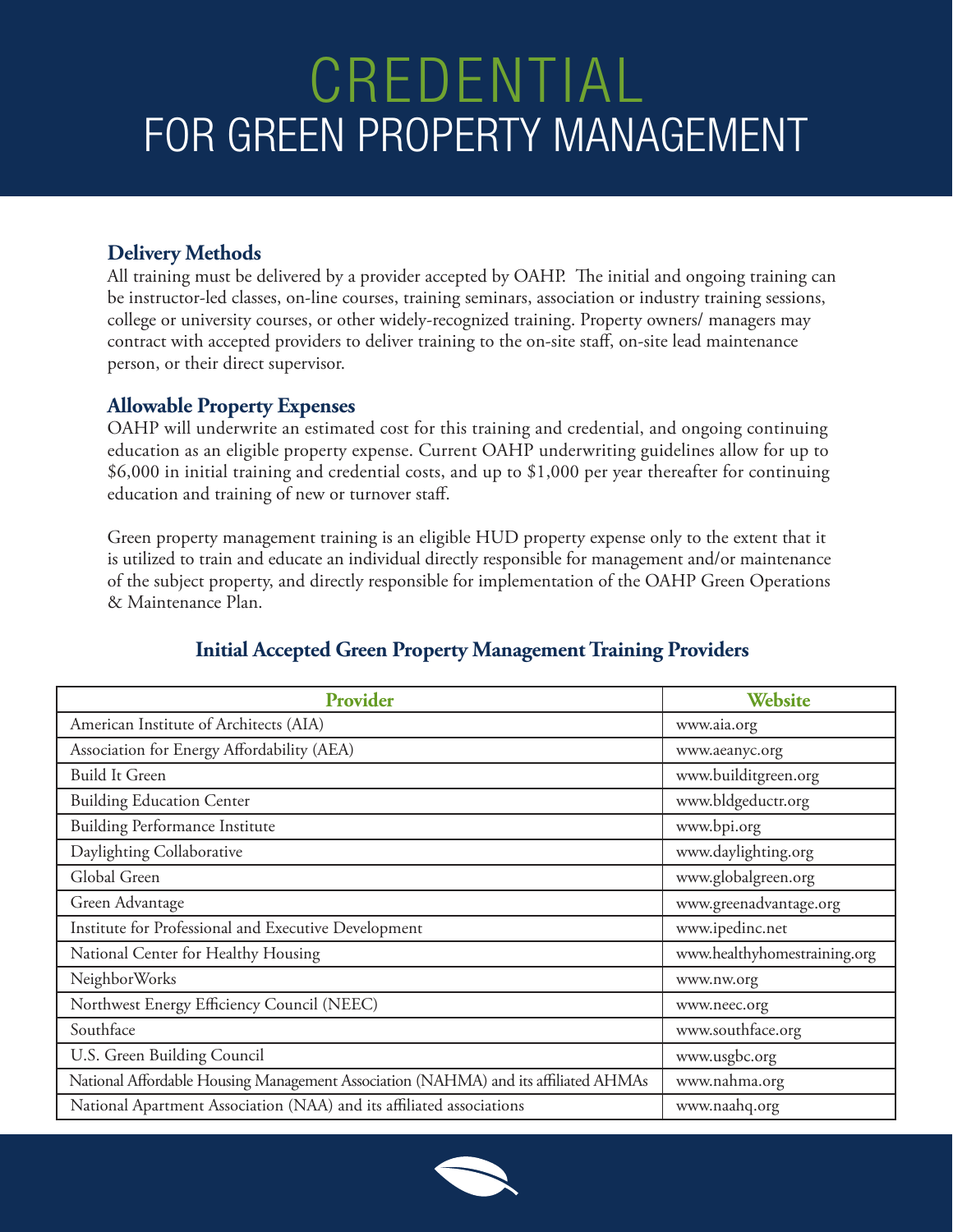# CREDENTIAL
# FOR GREEN PROPERTY MANAGEMENT

### Delivery Methods

All training must be delivered by a provider accepted by OAHP. The initial and ongoing training can be instructor-led classes, on-line courses, training seminars, association or industry training sessions, college or university courses, or other widely-recognized training. Property owners/ managers may contract with accepted providers to deliver training to the on-site staff, on-site lead maintenance person, or their direct supervisor.

### Allowable Property Expenses

OAHP will underwrite an estimated cost for this training and credential, and ongoing continuing education as an eligible property expense. Current OAHP underwriting guidelines allow for up to $6,000 in initial training and credential costs, and up to $1,000 per year thereafter for continuing education and training of new or turnover staff.

Green property management training is an eligible HUD property expense only to the extent that it is utilized to train and educate an individual directly responsible for management and/or maintenance of the subject property, and directly responsible for implementation of the OAHP Green Operations & Maintenance Plan.

### Initial Accepted Green Property Management Training Providers

| Provider | Website |
|---|---|
| American Institute of Architects (AIA) | www.aia.org |
| Association for Energy Affordability (AEA) | www.aeanyc.org |
| Build It Green | www.builditgreen.org |
| Building Education Center | www.bldgeductr.org |
| Building Performance Institute | www.bpi.org |
| Daylighting Collaborative | www.daylighting.org |
| Global Green | www.globalgreen.org |
| Green Advantage | www.greenadvantage.org |
| Institute for Professional and Executive Development | www.ipedinc.net |
| National Center for Healthy Housing | www.healthyhomestraining.org |
| NeighborWorks | www.nw.org |
| Northwest Energy Efficiency Council (NEEC) | www.neec.org |
| Southface | www.southface.org |
| U.S. Green Building Council | www.usgbc.org |
| National Affordable Housing Management Association (NAHMA) and its affiliated AHMAs | www.nahma.org |
| National Apartment Association (NAA) and its affiliated associations | www.naahq.org |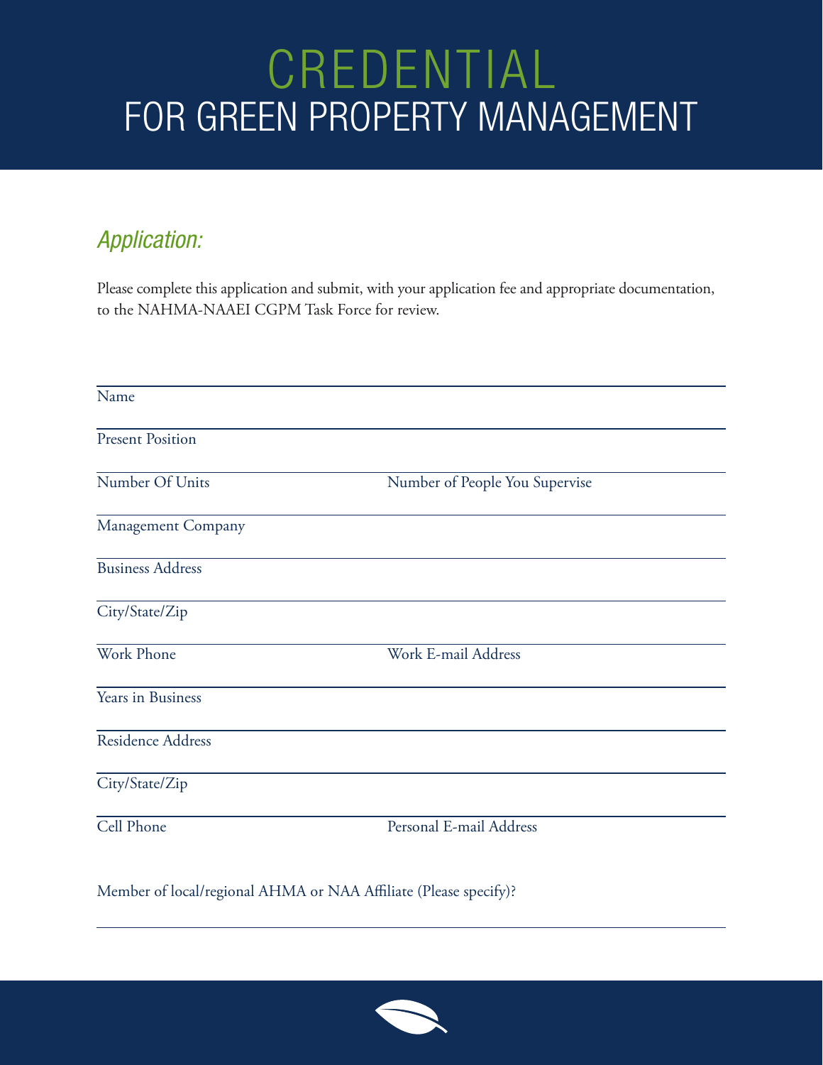# CREDENTIAL
# FOR GREEN PROPERTY MANAGEMENT

## *Application:*

Please complete this application and submit, with your application fee and appropriate documentation, to the NAHMA-NAAEI CGPM Task Force for review.

Name

Present Position

Number Of Units Number of People You Supervise

Management Company

Business Address

City/State/Zip

Work Phone Work E-mail Address

Years in Business

Residence Address

City/State/Zip

Cell Phone Personal E-mail Address

Member of local/regional AHMA or NAA Affiliate (Please specify)?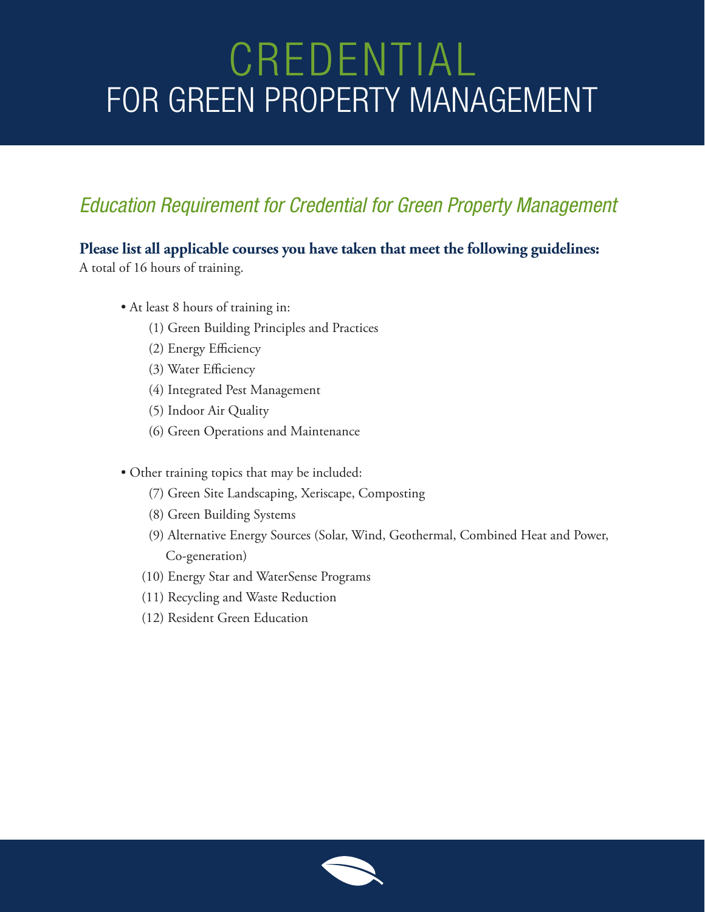# CREDENTIAL
# FOR GREEN PROPERTY MANAGEMENT

## *Education Requirement for Credential for Green Property Management*

**Please list all applicable courses you have taken that meet the following guidelines:**
A total of 16 hours of training.

- At least 8 hours of training in:
  - (1) Green Building Principles and Practices
  - (2) Energy Efficiency
  - (3) Water Efficiency
  - (4) Integrated Pest Management
  - (5) Indoor Air Quality
  - (6) Green Operations and Maintenance

- Other training topics that may be included:
  - (7) Green Site Landscaping, Xeriscape, Composting
  - (8) Green Building Systems
  - (9) Alternative Energy Sources (Solar, Wind, Geothermal, Combined Heat and Power, Co-generation)
  - (10) Energy Star and WaterSense Programs
  - (11) Recycling and Waste Reduction
  - (12) Resident Green Education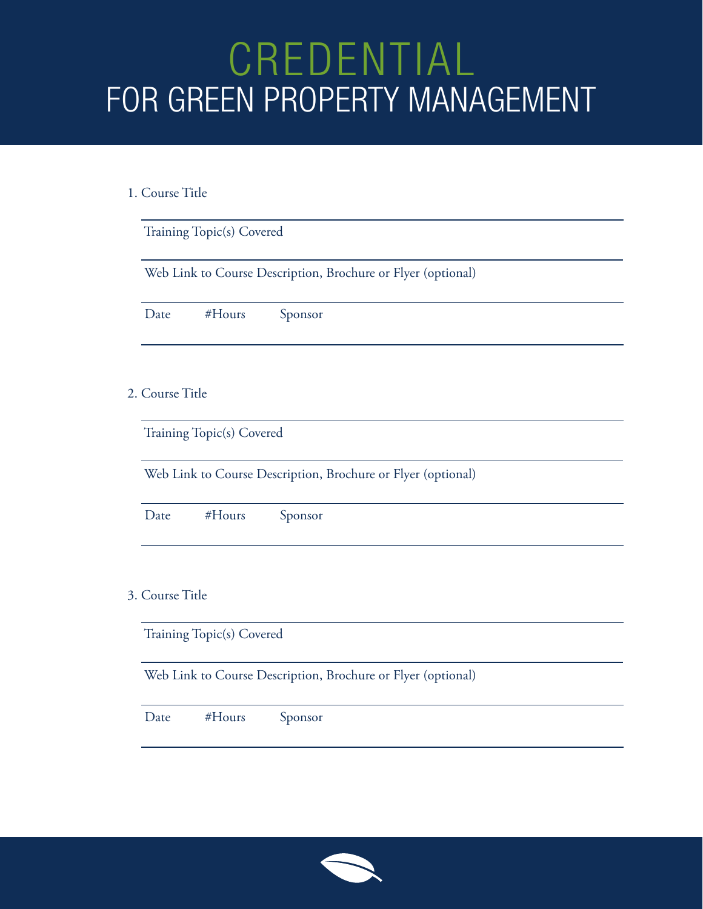# CREDENTIAL
## FOR GREEN PROPERTY MANAGEMENT

1. Course Title

Training Topic(s) Covered

Web Link to Course Description, Brochure or Flyer (optional)

Date #Hours Sponsor

2. Course Title

Training Topic(s) Covered

Web Link to Course Description, Brochure or Flyer (optional)

Date #Hours Sponsor

3. Course Title

Training Topic(s) Covered

Web Link to Course Description, Brochure or Flyer (optional)

Date #Hours Sponsor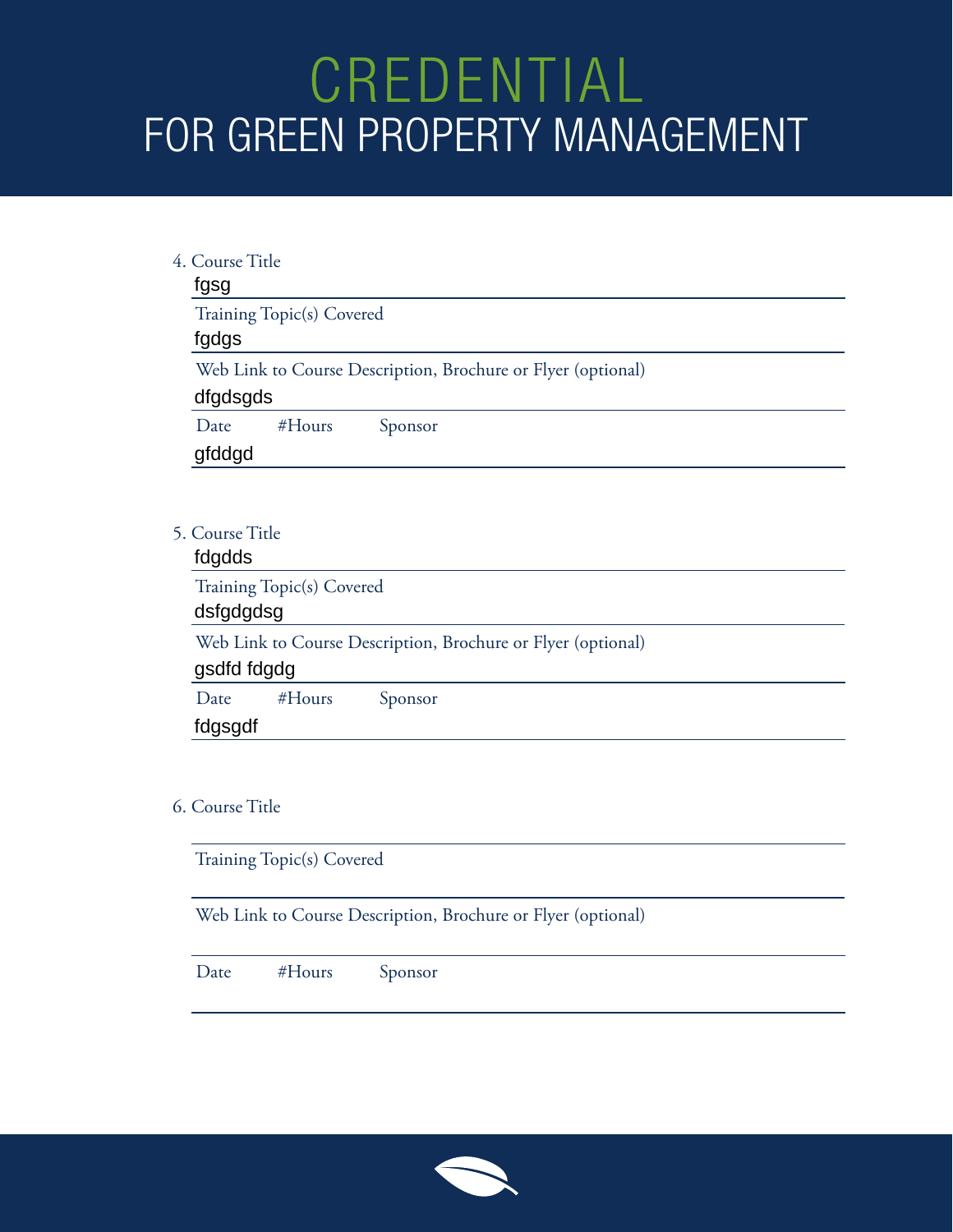# CREDENTIAL

# FOR GREEN PROPERTY MANAGEMENT

4. Course Title

fgsg

Training Topic(s) Covered

fgdgs

Web Link to Course Description, Brochure or Flyer (optional)

dfgdsgds

Date #Hours Sponsor

gfddgd

5. Course Title

fdgdds

Training Topic(s) Covered

dsfgdgdsg

Web Link to Course Description, Brochure or Flyer (optional)

gsdfd fdgdg

Date #Hours Sponsor

fdgsgdf

6. Course Title

Training Topic(s) Covered

Web Link to Course Description, Brochure or Flyer (optional)

Date #Hours Sponsor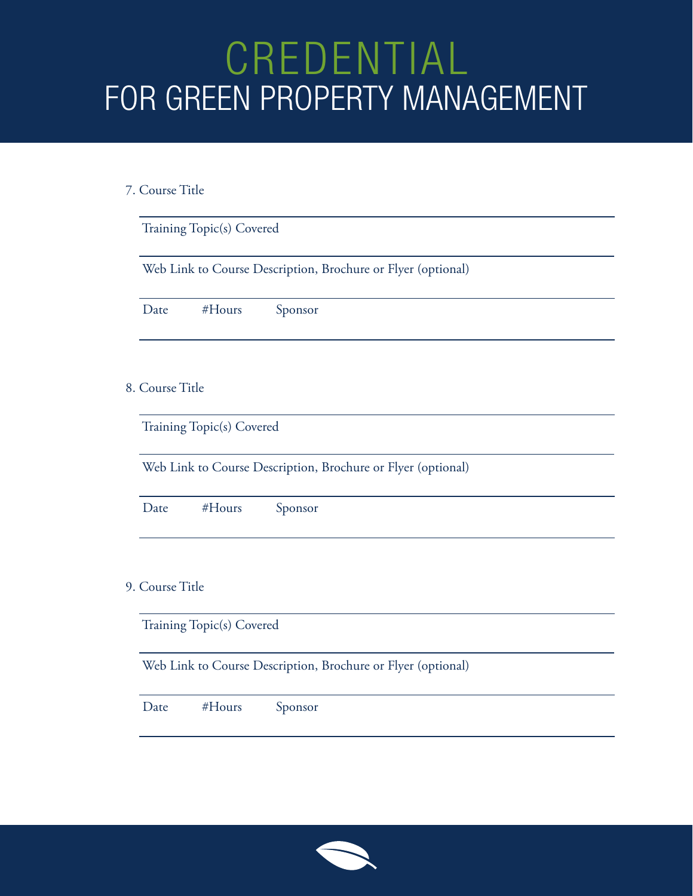# CREDENTIAL
# FOR GREEN PROPERTY MANAGEMENT

7. Course Title

Training Topic(s) Covered

Web Link to Course Description, Brochure or Flyer (optional)

Date #Hours Sponsor

8. Course Title

Training Topic(s) Covered

Web Link to Course Description, Brochure or Flyer (optional)

Date #Hours Sponsor

9. Course Title

Training Topic(s) Covered

Web Link to Course Description, Brochure or Flyer (optional)

Date #Hours Sponsor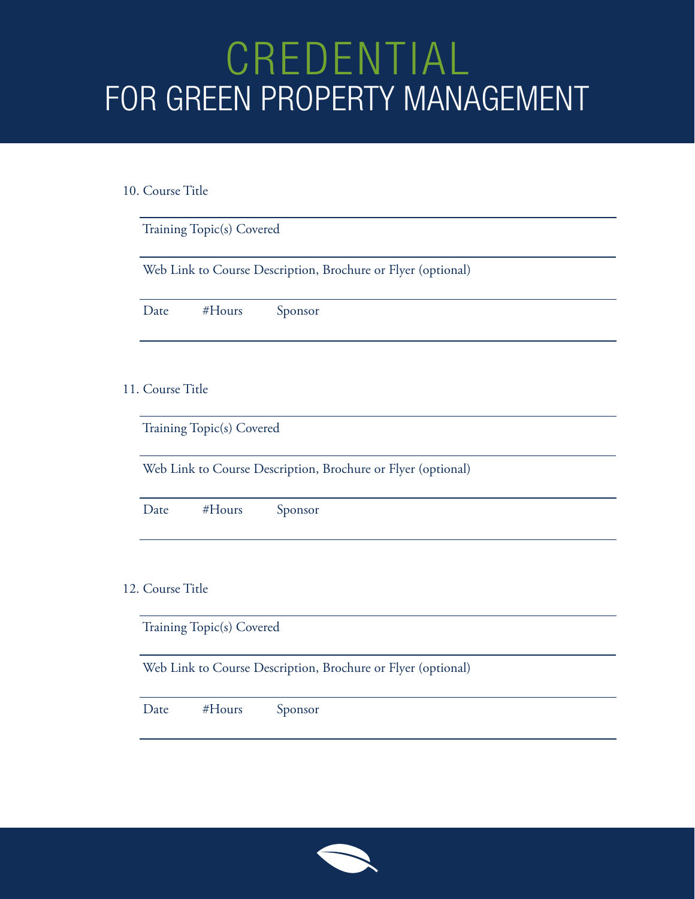# CREDENTIAL

## FOR GREEN PROPERTY MANAGEMENT

10. Course Title

Training Topic(s) Covered

Web Link to Course Description, Brochure or Flyer (optional)

Date #Hours Sponsor

11. Course Title

Training Topic(s) Covered

Web Link to Course Description, Brochure or Flyer (optional)

Date #Hours Sponsor

12. Course Title

Training Topic(s) Covered

Web Link to Course Description, Brochure or Flyer (optional)

Date #Hours Sponsor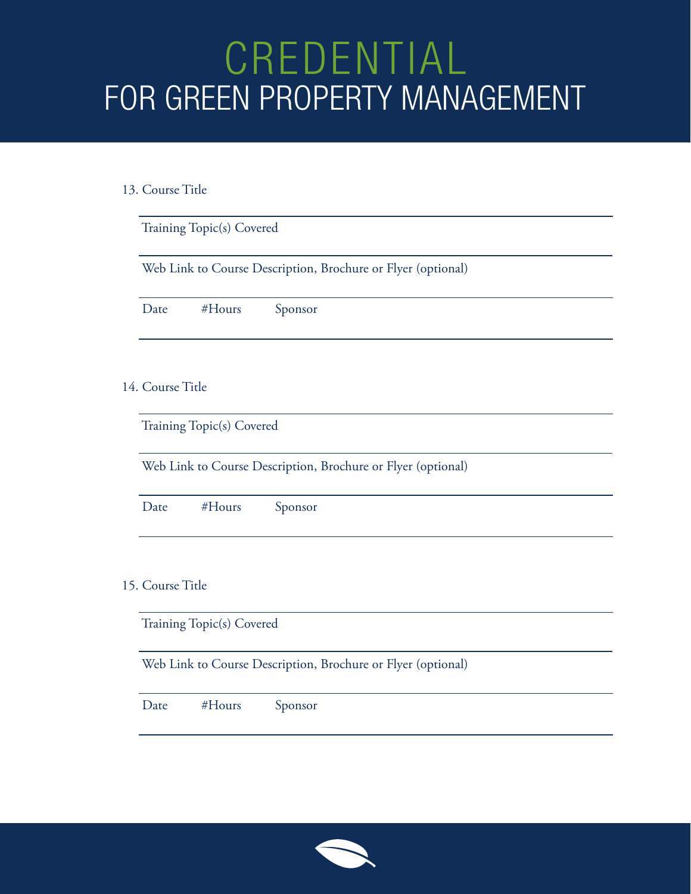# CREDENTIAL
## FOR GREEN PROPERTY MANAGEMENT

13. Course Title

Training Topic(s) Covered

Web Link to Course Description, Brochure or Flyer (optional)

Date #Hours Sponsor

14. Course Title

Training Topic(s) Covered

Web Link to Course Description, Brochure or Flyer (optional)

Date #Hours Sponsor

15. Course Title

Training Topic(s) Covered

Web Link to Course Description, Brochure or Flyer (optional)

Date #Hours Sponsor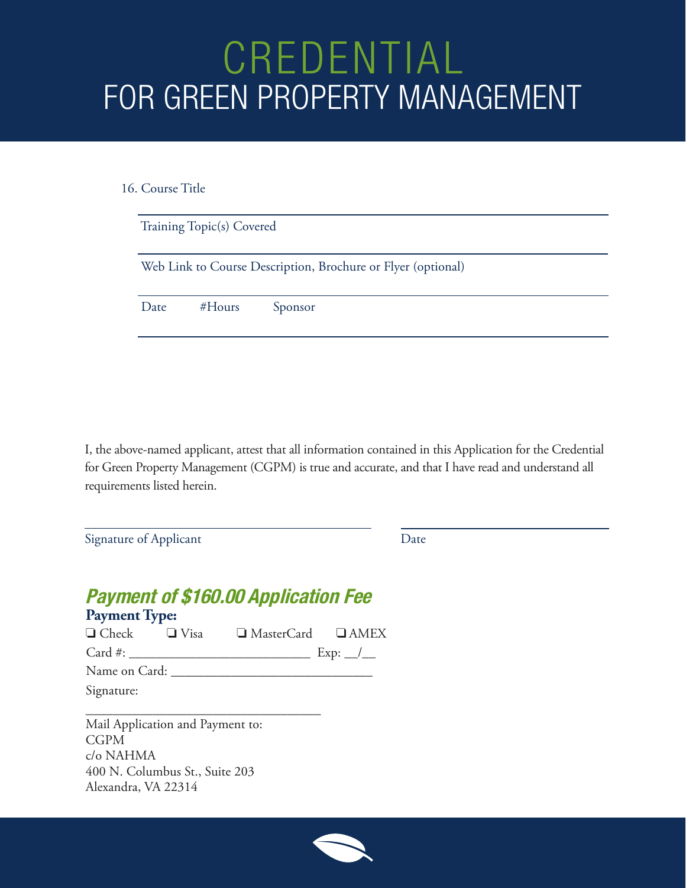# CREDENTIAL
## FOR GREEN PROPERTY MANAGEMENT

16. Course Title

Training Topic(s) Covered

Web Link to Course Description, Brochure or Flyer (optional)

Date #Hours Sponsor

I, the above-named applicant, attest that all information contained in this Application for the Credential for Green Property Management (CGPM) is true and accurate, and that I have read and understand all requirements listed herein.

Signature of Applicant

Date

## *Payment of $160.00 Application Fee*

**Payment Type:**

❏ Check ❏ Visa ❏ MasterCard ❏ AMEX

Card #: ___________________________ Exp: __/__

Name on Card: ______________________________

Signature:

___________________________________

Mail Application and Payment to:
CGPM
c/o NAHMA
400 N. Columbus St., Suite 203
Alexandra, VA 22314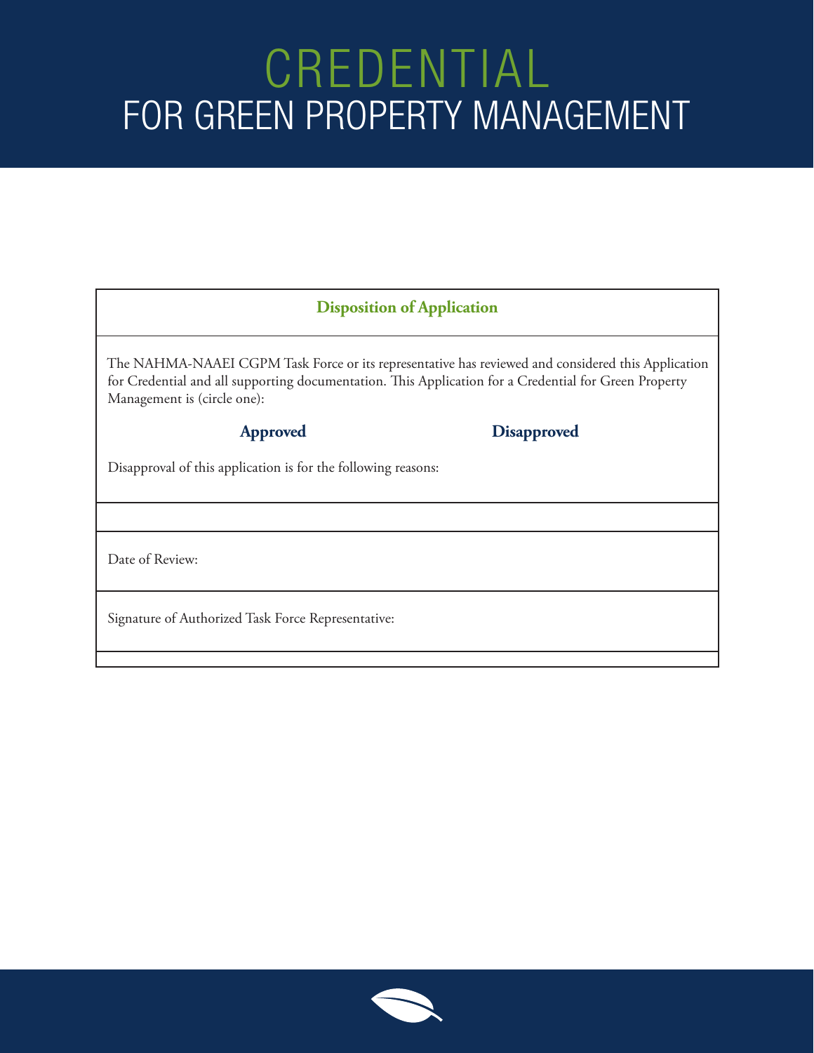# CREDENTIAL
# FOR GREEN PROPERTY MANAGEMENT

## Disposition of Application

The NAHMA-NAAEI CGPM Task Force or its representative has reviewed and considered this Application for Credential and all supporting documentation. This Application for a Credential for Green Property Management is (circle one):

**Approved** **Disapproved**

Disapproval of this application is for the following reasons:

Date of Review:

Signature of Authorized Task Force Representative: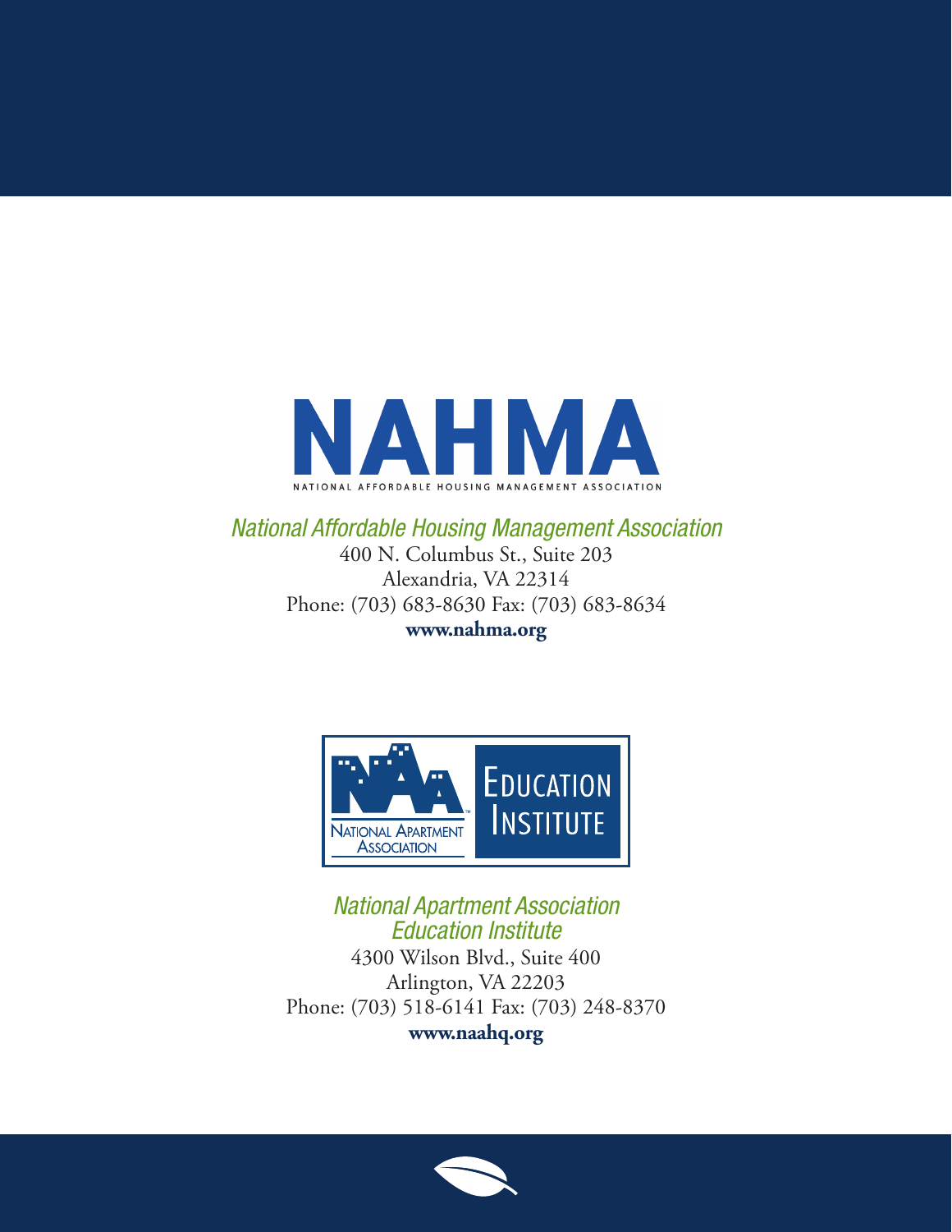NAHMA

NATIONAL AFFORDABLE HOUSING MANAGEMENT ASSOCIATION

*National Affordable Housing Management Association*

400 N. Columbus St., Suite 203
Alexandria, VA 22314
Phone: (703) 683-8630 Fax: (703) 683-8634
**www.nahma.org**

NATIONAL APARTMENT ASSOCIATION

EDUCATION INSTITUTE

*National Apartment Association Education Institute*

4300 Wilson Blvd., Suite 400
Arlington, VA 22203
Phone: (703) 518-6141 Fax: (703) 248-8370
**www.naahq.org**